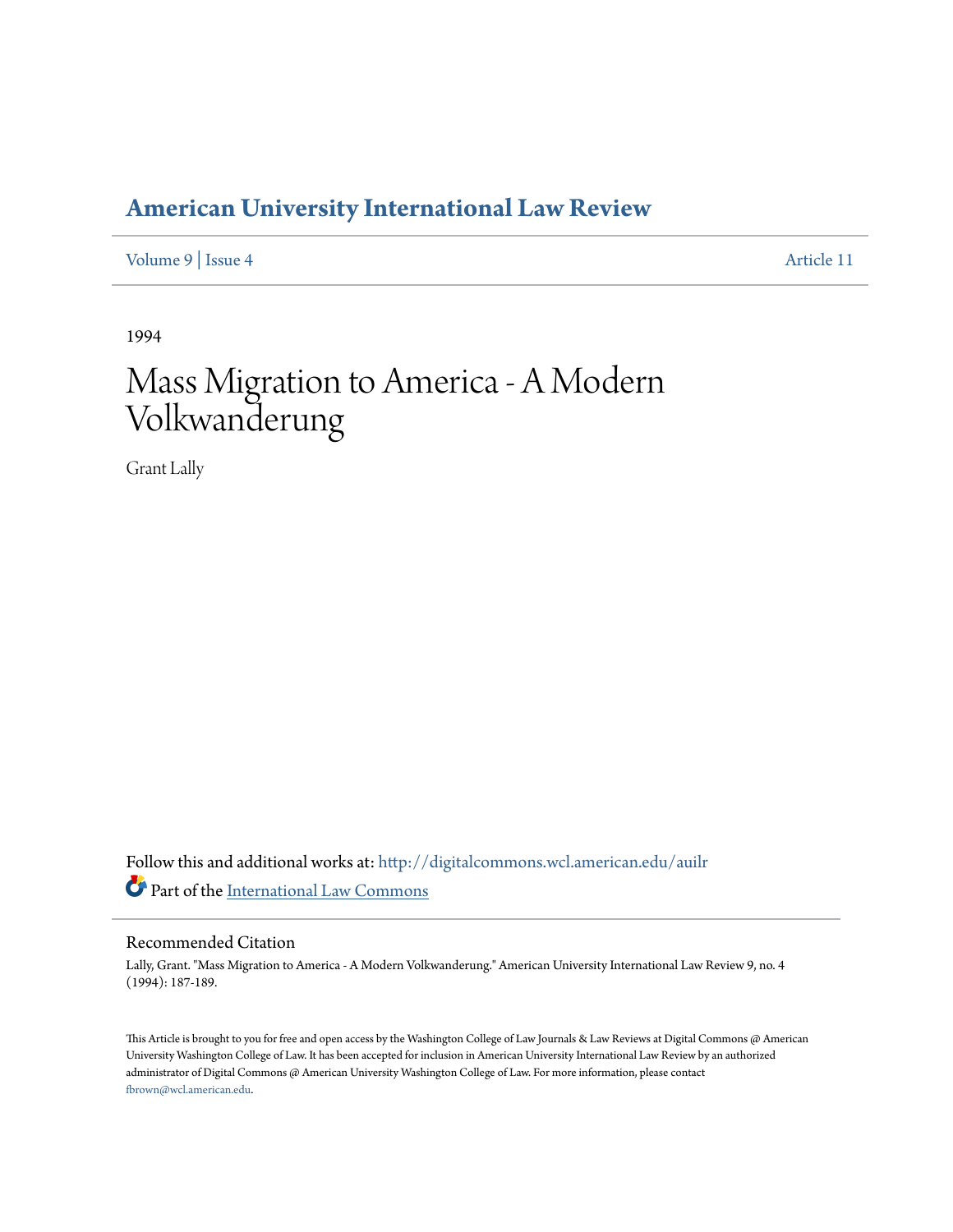# American University International Law Review

Volume 9 | Issue 4 Article 11

1994

# Mass Migration to America - A Modern Volkwanderung

Grant Lally

Follow this and additional works at: http://digitalcommons.wcl.american.edu/auilr

Part of the International Law Commons

## Recommended Citation

Lally, Grant. "Mass Migration to America - A Modern Volkwanderung." American University International Law Review 9, no. 4 (1994): 187-189.

This Article is brought to you for free and open access by the Washington College of Law Journals & Law Reviews at Digital Commons @ American University Washington College of Law. It has been accepted for inclusion in American University International Law Review by an authorized administrator of Digital Commons @ American University Washington College of Law. For more information, please contact fbrown@wcl.american.edu.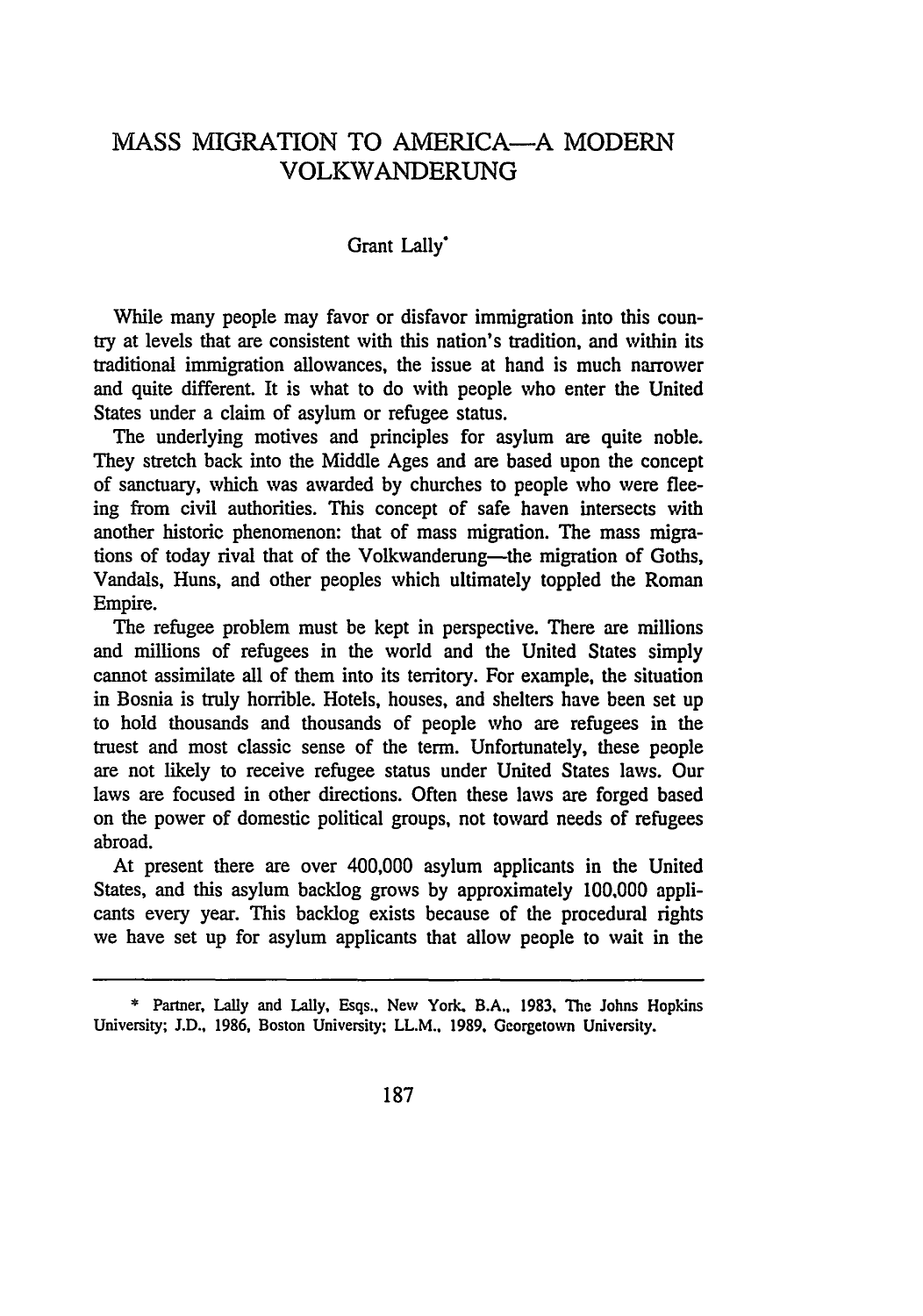# MASS MIGRATION TO AMERICA—A MODERN VOLKWANDERUNG

Grant Lally*

While many people may favor or disfavor immigration into this country at levels that are consistent with this nation's tradition, and within its traditional immigration allowances, the issue at hand is much narrower and quite different. It is what to do with people who enter the United States under a claim of asylum or refugee status.

The underlying motives and principles for asylum are quite noble. They stretch back into the Middle Ages and are based upon the concept of sanctuary, which was awarded by churches to people who were fleeing from civil authorities. This concept of safe haven intersects with another historic phenomenon: that of mass migration. The mass migrations of today rival that of the Volkwanderung—the migration of Goths, Vandals, Huns, and other peoples which ultimately toppled the Roman Empire.

The refugee problem must be kept in perspective. There are millions and millions of refugees in the world and the United States simply cannot assimilate all of them into its territory. For example, the situation in Bosnia is truly horrible. Hotels, houses, and shelters have been set up to hold thousands and thousands of people who are refugees in the truest and most classic sense of the term. Unfortunately, these people are not likely to receive refugee status under United States laws. Our laws are focused in other directions. Often these laws are forged based on the power of domestic political groups, not toward needs of refugees abroad.

At present there are over 400,000 asylum applicants in the United States, and this asylum backlog grows by approximately 100,000 applicants every year. This backlog exists because of the procedural rights we have set up for asylum applicants that allow people to wait in the

---

\* Partner, Lally and Lally, Esqs., New York. B.A., 1983, The Johns Hopkins University; J.D., 1986, Boston University; LL.M., 1989, Georgetown University.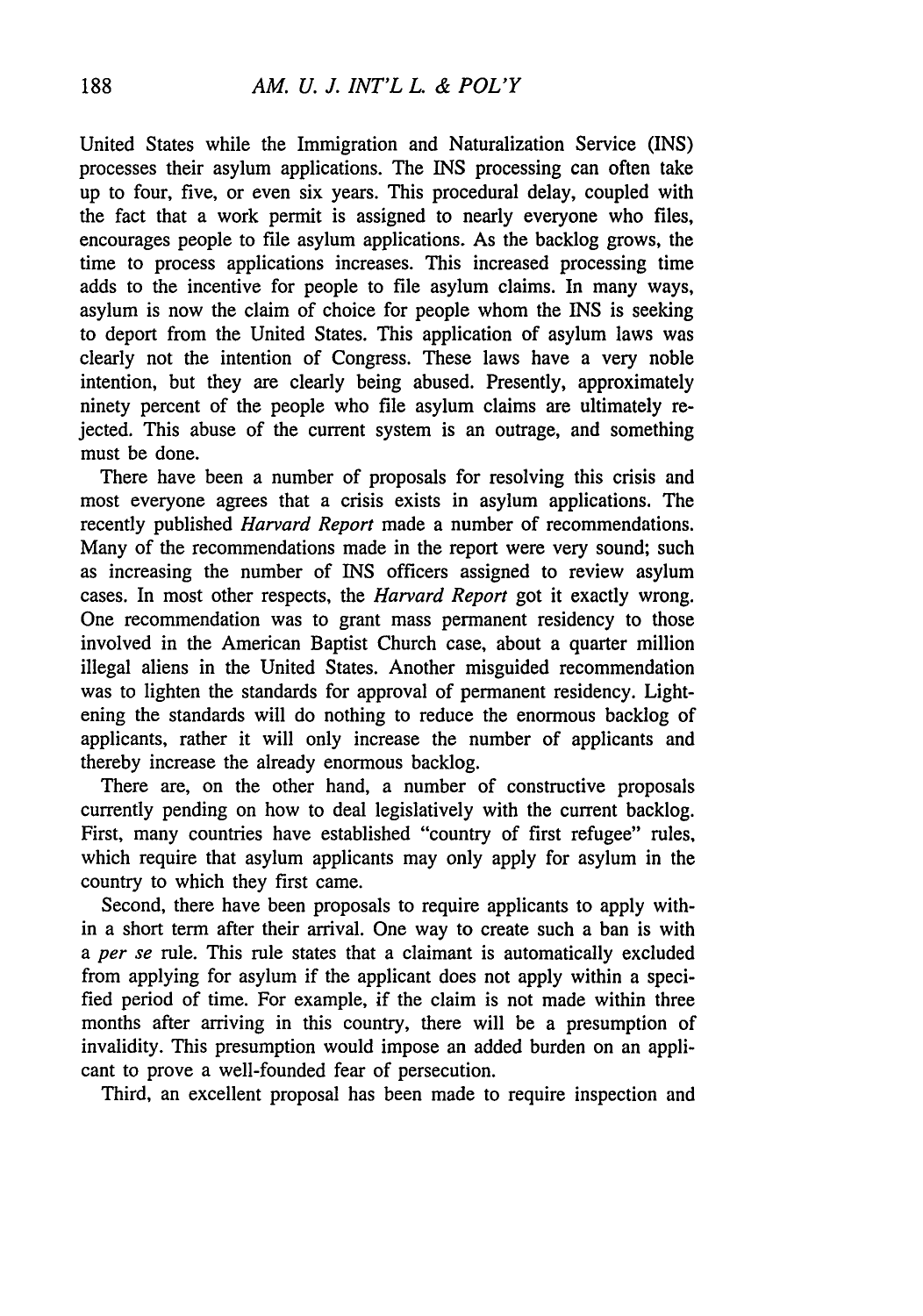United States while the Immigration and Naturalization Service (INS) processes their asylum applications. The INS processing can often take up to four, five, or even six years. This procedural delay, coupled with the fact that a work permit is assigned to nearly everyone who files, encourages people to file asylum applications. As the backlog grows, the time to process applications increases. This increased processing time adds to the incentive for people to file asylum claims. In many ways, asylum is now the claim of choice for people whom the INS is seeking to deport from the United States. This application of asylum laws was clearly not the intention of Congress. These laws have a very noble intention, but they are clearly being abused. Presently, approximately ninety percent of the people who file asylum claims are ultimately rejected. This abuse of the current system is an outrage, and something must be done.

There have been a number of proposals for resolving this crisis and most everyone agrees that a crisis exists in asylum applications. The recently published *Harvard Report* made a number of recommendations. Many of the recommendations made in the report were very sound; such as increasing the number of INS officers assigned to review asylum cases. In most other respects, the *Harvard Report* got it exactly wrong. One recommendation was to grant mass permanent residency to those involved in the American Baptist Church case, about a quarter million illegal aliens in the United States. Another misguided recommendation was to lighten the standards for approval of permanent residency. Lightening the standards will do nothing to reduce the enormous backlog of applicants, rather it will only increase the number of applicants and thereby increase the already enormous backlog.

There are, on the other hand, a number of constructive proposals currently pending on how to deal legislatively with the current backlog. First, many countries have established "country of first refugee" rules, which require that asylum applicants may only apply for asylum in the country to which they first came.

Second, there have been proposals to require applicants to apply within a short term after their arrival. One way to create such a ban is with a *per se* rule. This rule states that a claimant is automatically excluded from applying for asylum if the applicant does not apply within a specified period of time. For example, if the claim is not made within three months after arriving in this country, there will be a presumption of invalidity. This presumption would impose an added burden on an applicant to prove a well-founded fear of persecution.

Third, an excellent proposal has been made to require inspection and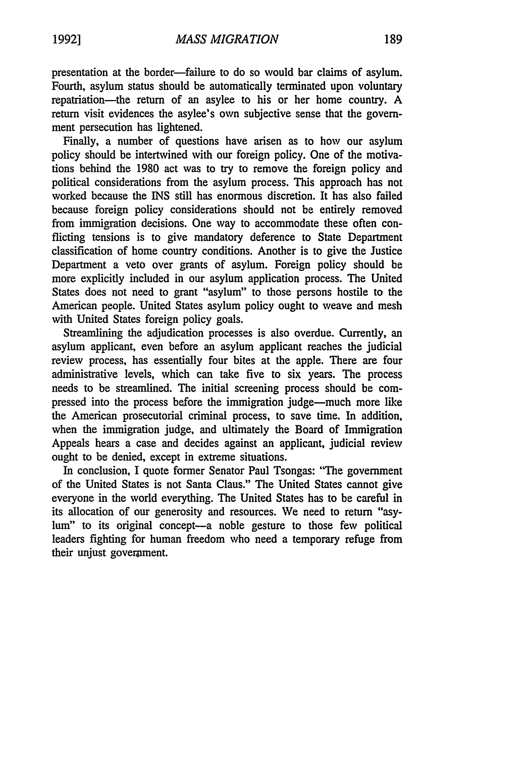presentation at the border—failure to do so would bar claims of asylum. Fourth, asylum status should be automatically terminated upon voluntary repatriation—the return of an asylee to his or her home country. A return visit evidences the asylee's own subjective sense that the government persecution has lightened.

Finally, a number of questions have arisen as to how our asylum policy should be intertwined with our foreign policy. One of the motivations behind the 1980 act was to try to remove the foreign policy and political considerations from the asylum process. This approach has not worked because the INS still has enormous discretion. It has also failed because foreign policy considerations should not be entirely removed from immigration decisions. One way to accommodate these often conflicting tensions is to give mandatory deference to State Department classification of home country conditions. Another is to give the Justice Department a veto over grants of asylum. Foreign policy should be more explicitly included in our asylum application process. The United States does not need to grant "asylum" to those persons hostile to the American people. United States asylum policy ought to weave and mesh with United States foreign policy goals.

Streamlining the adjudication processes is also overdue. Currently, an asylum applicant, even before an asylum applicant reaches the judicial review process, has essentially four bites at the apple. There are four administrative levels, which can take five to six years. The process needs to be streamlined. The initial screening process should be compressed into the process before the immigration judge—much more like the American prosecutorial criminal process, to save time. In addition, when the immigration judge, and ultimately the Board of Immigration Appeals hears a case and decides against an applicant, judicial review ought to be denied, except in extreme situations.

In conclusion, I quote former Senator Paul Tsongas: "The government of the United States is not Santa Claus." The United States cannot give everyone in the world everything. The United States has to be careful in its allocation of our generosity and resources. We need to return "asylum" to its original concept—a noble gesture to those few political leaders fighting for human freedom who need a temporary refuge from their unjust government.